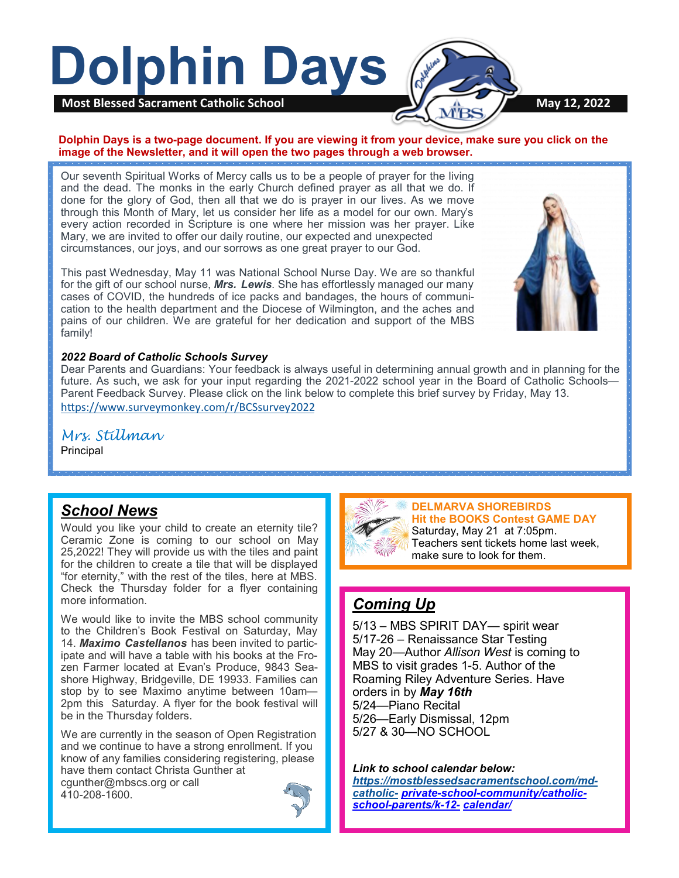# Dolphin Days

**Most Blessed Sacrament Catholic School** — **May 12, 2022**

**Dolphin Days is a two-page document. If you are viewing it from your device, make sure you click on the image of the Newsletter, and it will open the two pages through a web browser.**

Our seventh Spiritual Works of Mercy calls us to be a people of prayer for the living and the dead. The monks in the early Church defined prayer as all that we do. If done for the glory of God, then all that we do is prayer in our lives. As we move through this Month of Mary, let us consider her life as a model for our own. Mary's every action recorded in Scripture is one where her mission was her prayer. Like Mary, we are invited to offer our daily routine, our expected and unexpected circumstances, our joys, and our sorrows as one great prayer to our God.

This past Wednesday, May 11 was National School Nurse Day. We are so thankful for the gift of our school nurse, ***Mrs. Lewis***. She has effortlessly managed our many cases of COVID, the hundreds of ice packs and bandages, the hours of communication to the health department and the Diocese of Wilmington, and the aches and pains of our children. We are grateful for her dedication and support of the MBS family!

***2022 Board of Catholic Schools Survey***

Dear Parents and Guardians: Your feedback is always useful in determining annual growth and in planning for the future. As such, we ask for your input regarding the 2021-2022 school year in the Board of Catholic Schools—Parent Feedback Survey. Please click on the link below to complete this brief survey by Friday, May 13.

https://www.surveymonkey.com/r/BCSsurvey2022

*Mrs. Stillman*
Principal

## *School News*

Would you like your child to create an eternity tile? Ceramic Zone is coming to our school on May 25,2022! They will provide us with the tiles and paint for the children to create a tile that will be displayed "for eternity," with the rest of the tiles, here at MBS. Check the Thursday folder for a flyer containing more information.

We would like to invite the MBS school community to the Children's Book Festival on Saturday, May 14. ***Maximo Castellanos*** has been invited to participate and will have a table with his books at the Frozen Farmer located at Evan's Produce, 9843 Seashore Highway, Bridgeville, DE 19933. Families can stop by to see Maximo anytime between 10am—2pm this Saturday. A flyer for the book festival will be in the Thursday folders.

We are currently in the season of Open Registration and we continue to have a strong enrollment. If you know of any families considering registering, please have them contact Christa Gunther at cgunther@mbscs.org or call 410-208-1600.

**DELMARVA SHOREBIRDS**
**Hit the BOOKS Contest GAME DAY**
Saturday, May 21 at 7:05pm.
Teachers sent tickets home last week, make sure to look for them.

## *Coming Up*

5/13 – MBS SPIRIT DAY— spirit wear
5/17-26 – Renaissance Star Testing
May 20—Author *Allison West* is coming to MBS to visit grades 1-5. Author of the Roaming Riley Adventure Series. Have orders in by ***May 16th***
5/24—Piano Recital
5/26—Early Dismissal, 12pm
5/27 & 30—NO SCHOOL

***Link to school calendar below:***
***https://mostblessedsacramentschool.com/md-catholic-private-school-community/catholic-school-parents/k-12-calendar/***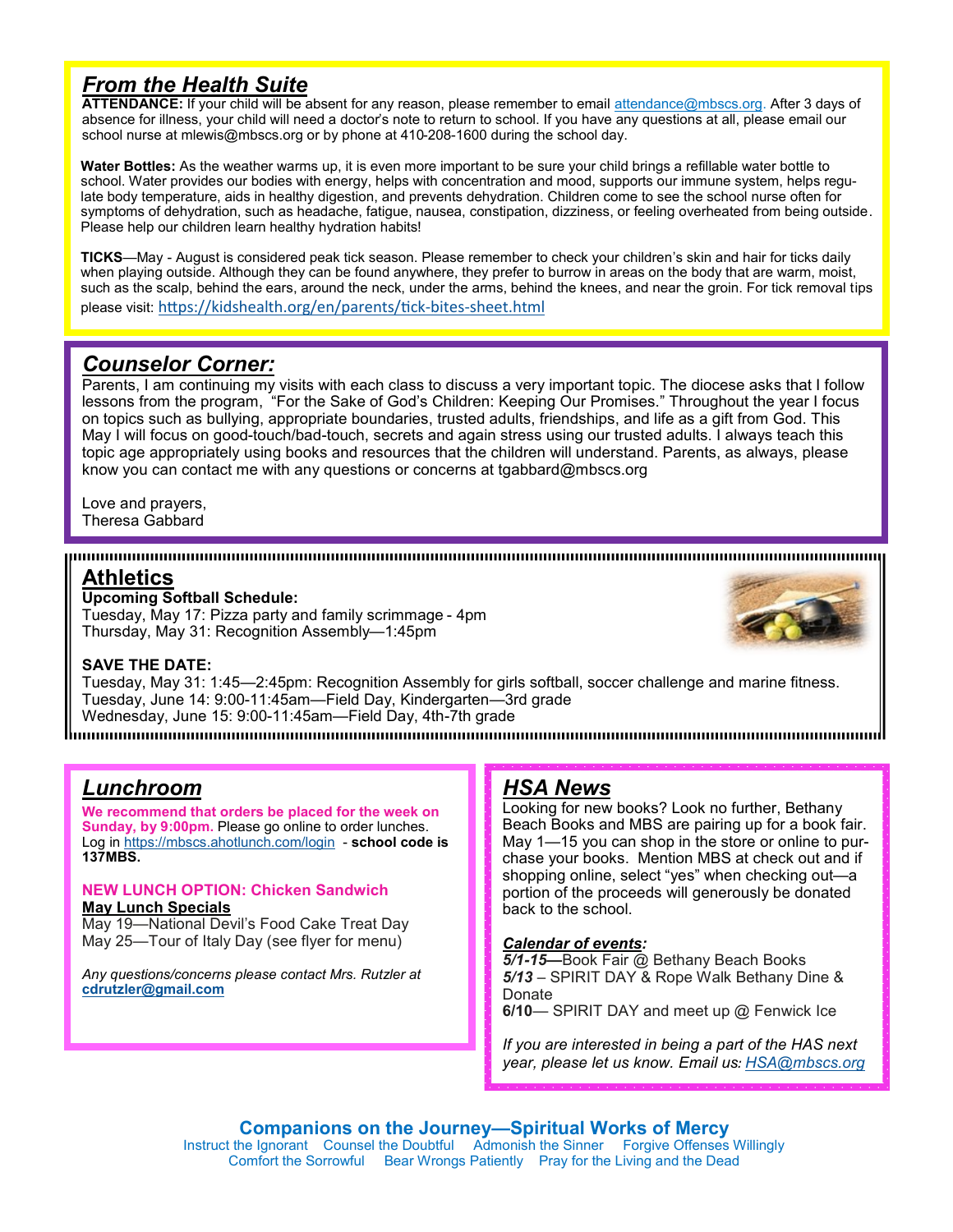## *From the Health Suite*

**ATTENDANCE:** If your child will be absent for any reason, please remember to email attendance@mbscs.org. After 3 days of absence for illness, your child will need a doctor's note to return to school. If you have any questions at all, please email our school nurse at mlewis@mbscs.org or by phone at 410-208-1600 during the school day.

**Water Bottles:** As the weather warms up, it is even more important to be sure your child brings a refillable water bottle to school. Water provides our bodies with energy, helps with concentration and mood, supports our immune system, helps regulate body temperature, aids in healthy digestion, and prevents dehydration. Children come to see the school nurse often for symptoms of dehydration, such as headache, fatigue, nausea, constipation, dizziness, or feeling overheated from being outside. Please help our children learn healthy hydration habits!

**TICKS**—May - August is considered peak tick season. Please remember to check your children's skin and hair for ticks daily when playing outside. Although they can be found anywhere, they prefer to burrow in areas on the body that are warm, moist, such as the scalp, behind the ears, around the neck, under the arms, behind the knees, and near the groin. For tick removal tips please visit: https://kidshealth.org/en/parents/tick-bites-sheet.html

## *Counselor Corner:*

Parents, I am continuing my visits with each class to discuss a very important topic. The diocese asks that I follow lessons from the program, "For the Sake of God's Children: Keeping Our Promises." Throughout the year I focus on topics such as bullying, appropriate boundaries, trusted adults, friendships, and life as a gift from God. This May I will focus on good-touch/bad-touch, secrets and again stress using our trusted adults. I always teach this topic age appropriately using books and resources that the children will understand. Parents, as always, please know you can contact me with any questions or concerns at tgabbard@mbscs.org

Love and prayers,
Theresa Gabbard

## Athletics

**Upcoming Softball Schedule:**
Tuesday, May 17: Pizza party and family scrimmage - 4pm
Thursday, May 31: Recognition Assembly—1:45pm

**SAVE THE DATE:**
Tuesday, May 31: 1:45—2:45pm: Recognition Assembly for girls softball, soccer challenge and marine fitness.
Tuesday, June 14: 9:00-11:45am—Field Day, Kindergarten—3rd grade
Wednesday, June 15: 9:00-11:45am—Field Day, 4th-7th grade

## *Lunchroom*

**We recommend that orders be placed for the week on Sunday, by 9:00pm.** Please go online to order lunches. Log in https://mbscs.ahotlunch.com/login - **school code is 137MBS.**

**NEW LUNCH OPTION: Chicken Sandwich**

**May Lunch Specials**
May 19—National Devil's Food Cake Treat Day
May 25—Tour of Italy Day (see flyer for menu)

*Any questions/concerns please contact Mrs. Rutzler at* **cdrutzler@gmail.com**

## *HSA News*

Looking for new books? Look no further, Bethany Beach Books and MBS are pairing up for a book fair. May 1—15 you can shop in the store or online to purchase your books. Mention MBS at check out and if shopping online, select "yes" when checking out—a portion of the proceeds will generously be donated back to the school.

***Calendar of events:***
***5/1-15***—Book Fair @ Bethany Beach Books
***5/13*** – SPIRIT DAY & Rope Walk Bethany Dine & Donate
**6/10**— SPIRIT DAY and meet up @ Fenwick Ice

*If you are interested in being a part of the HAS next year, please let us know. Email us: HSA@mbscs.org*

**Companions on the Journey—Spiritual Works of Mercy**
Instruct the Ignorant Counsel the Doubtful Admonish the Sinner Forgive Offenses Willingly
Comfort the Sorrowful Bear Wrongs Patiently Pray for the Living and the Dead